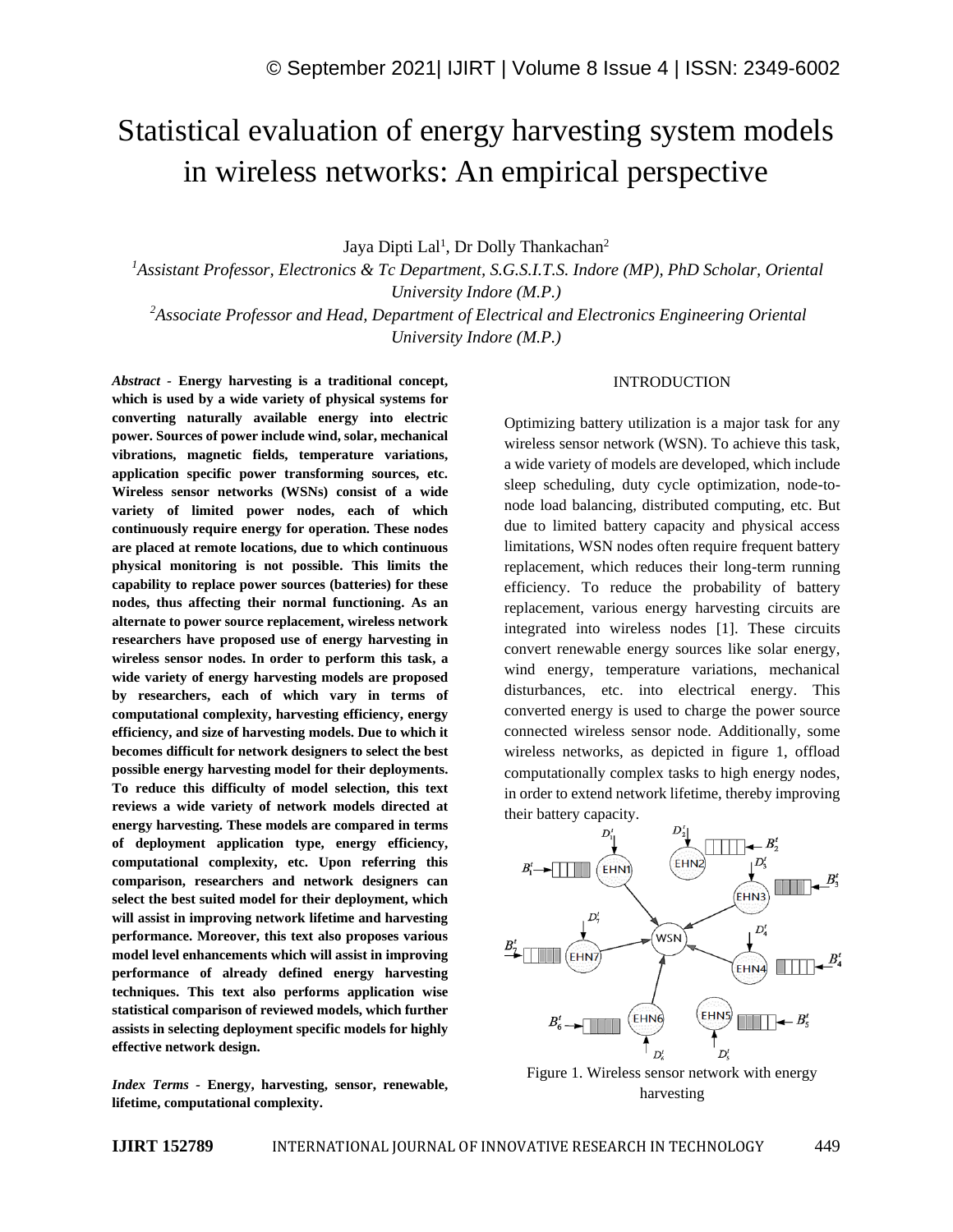# Statistical evaluation of energy harvesting system models in wireless networks: An empirical perspective

Jaya Dipti Lal[1], Dr Dolly Thankachan[2]

[1]*Assistant Professor, Electronics & Tc Department, S.G.S.I.T.S. Indore (MP), PhD Scholar, Oriental University Indore (M.P.)*

[2]*Associate Professor and Head, Department of Electrical and Electronics Engineering Oriental University Indore (M.P.)*

***Abstract* - Energy harvesting is a traditional concept, which is used by a wide variety of physical systems for converting naturally available energy into electric power. Sources of power include wind, solar, mechanical vibrations, magnetic fields, temperature variations, application specific power transforming sources, etc. Wireless sensor networks (WSNs) consist of a wide variety of limited power nodes, each of which continuously require energy for operation. These nodes are placed at remote locations, due to which continuous physical monitoring is not possible. This limits the capability to replace power sources (batteries) for these nodes, thus affecting their normal functioning. As an alternate to power source replacement, wireless network researchers have proposed use of energy harvesting in wireless sensor nodes. In order to perform this task, a wide variety of energy harvesting models are proposed by researchers, each of which vary in terms of computational complexity, harvesting efficiency, energy efficiency, and size of harvesting models. Due to which it becomes difficult for network designers to select the best possible energy harvesting model for their deployments. To reduce this difficulty of model selection, this text reviews a wide variety of network models directed at energy harvesting. These models are compared in terms of deployment application type, energy efficiency, computational complexity, etc. Upon referring this comparison, researchers and network designers can select the best suited model for their deployment, which will assist in improving network lifetime and harvesting performance. Moreover, this text also proposes various model level enhancements which will assist in improving performance of already defined energy harvesting techniques. This text also performs application wise statistical comparison of reviewed models, which further assists in selecting deployment specific models for highly effective network design.**

***Index Terms* - Energy, harvesting, sensor, renewable, lifetime, computational complexity.**

## INTRODUCTION

Optimizing battery utilization is a major task for any wireless sensor network (WSN). To achieve this task, a wide variety of models are developed, which include sleep scheduling, duty cycle optimization, node-to-node load balancing, distributed computing, etc. But due to limited battery capacity and physical access limitations, WSN nodes often require frequent battery replacement, which reduces their long-term running efficiency. To reduce the probability of battery replacement, various energy harvesting circuits are integrated into wireless nodes [1]. These circuits convert renewable energy sources like solar energy, wind energy, temperature variations, mechanical disturbances, etc. into electrical energy. This converted energy is used to charge the power source connected wireless sensor node. Additionally, some wireless networks, as depicted in figure 1, offload computationally complex tasks to high energy nodes, in order to extend network lifetime, thereby improving their battery capacity.

Figure 1. Wireless sensor network with energy harvesting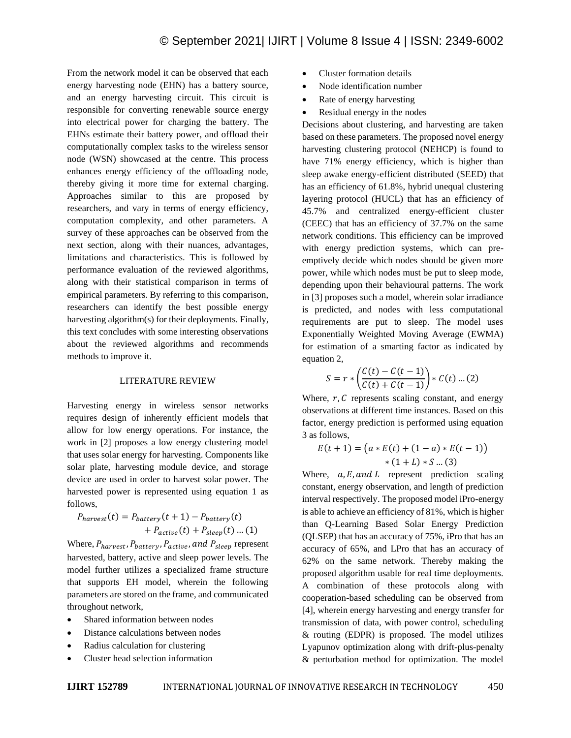From the network model it can be observed that each energy harvesting node (EHN) has a battery source, and an energy harvesting circuit. This circuit is responsible for converting renewable source energy into electrical power for charging the battery. The EHNs estimate their battery power, and offload their computationally complex tasks to the wireless sensor node (WSN) showcased at the centre. This process enhances energy efficiency of the offloading node, thereby giving it more time for external charging. Approaches similar to this are proposed by researchers, and vary in terms of energy efficiency, computation complexity, and other parameters. A survey of these approaches can be observed from the next section, along with their nuances, advantages, limitations and characteristics. This is followed by performance evaluation of the reviewed algorithms, along with their statistical comparison in terms of empirical parameters. By referring to this comparison, researchers can identify the best possible energy harvesting algorithm(s) for their deployments. Finally, this text concludes with some interesting observations about the reviewed algorithms and recommends methods to improve it.

## LITERATURE REVIEW

Harvesting energy in wireless sensor networks requires design of inherently efficient models that allow for low energy operations. For instance, the work in [2] proposes a low energy clustering model that uses solar energy for harvesting. Components like solar plate, harvesting module device, and storage device are used in order to harvest solar power. The harvested power is represented using equation 1 as follows,

$$P_{harvest}(t) = P_{battery}(t+1) - P_{battery}(t) + P_{active}(t) + P_{sleep}(t) \ldots (1)$$

Where, $P_{harvest}, P_{battery}, P_{active}, and\ P_{sleep}$ represent harvested, battery, active and sleep power levels. The model further utilizes a specialized frame structure that supports EH model, wherein the following parameters are stored on the frame, and communicated throughout network,

- Shared information between nodes
- Distance calculations between nodes
- Radius calculation for clustering
- Cluster head selection information
- Cluster formation details
- Node identification number
- Rate of energy harvesting
- Residual energy in the nodes

Decisions about clustering, and harvesting are taken based on these parameters. The proposed novel energy harvesting clustering protocol (NEHCP) is found to have 71% energy efficiency, which is higher than sleep awake energy-efficient distributed (SEED) that has an efficiency of 61.8%, hybrid unequal clustering layering protocol (HUCL) that has an efficiency of 45.7% and centralized energy-efficient cluster (CEEC) that has an efficiency of 37.7% on the same network conditions. This efficiency can be improved with energy prediction systems, which can pre-emptively decide which nodes should be given more power, while which nodes must be put to sleep mode, depending upon their behavioural patterns. The work in [3] proposes such a model, wherein solar irradiance is predicted, and nodes with less computational requirements are put to sleep. The model uses Exponentially Weighted Moving Average (EWMA) for estimation of a smarting factor as indicated by equation 2,

$$S = r * \left(\frac{C(t) - C(t-1)}{C(t) + C(t-1)}\right) * C(t) \ldots (2)$$

Where, $r, C$ represents scaling constant, and energy observations at different time instances. Based on this factor, energy prediction is performed using equation 3 as follows,

$$E(t+1) = \left(a * E(t) + (1-a) * E(t-1)\right) * (1+L) * S \ldots (3)$$

Where, $a, E, and\ L$ represent prediction scaling constant, energy observation, and length of prediction interval respectively. The proposed model iPro-energy is able to achieve an efficiency of 81%, which is higher than Q-Learning Based Solar Energy Prediction (QLSEP) that has an accuracy of 75%, iPro that has an accuracy of 65%, and LPro that has an accuracy of 62% on the same network. Thereby making the proposed algorithm usable for real time deployments. A combination of these protocols along with cooperation-based scheduling can be observed from [4], wherein energy harvesting and energy transfer for transmission of data, with power control, scheduling & routing (EDPR) is proposed. The model utilizes Lyapunov optimization along with drift-plus-penalty & perturbation method for optimization. The model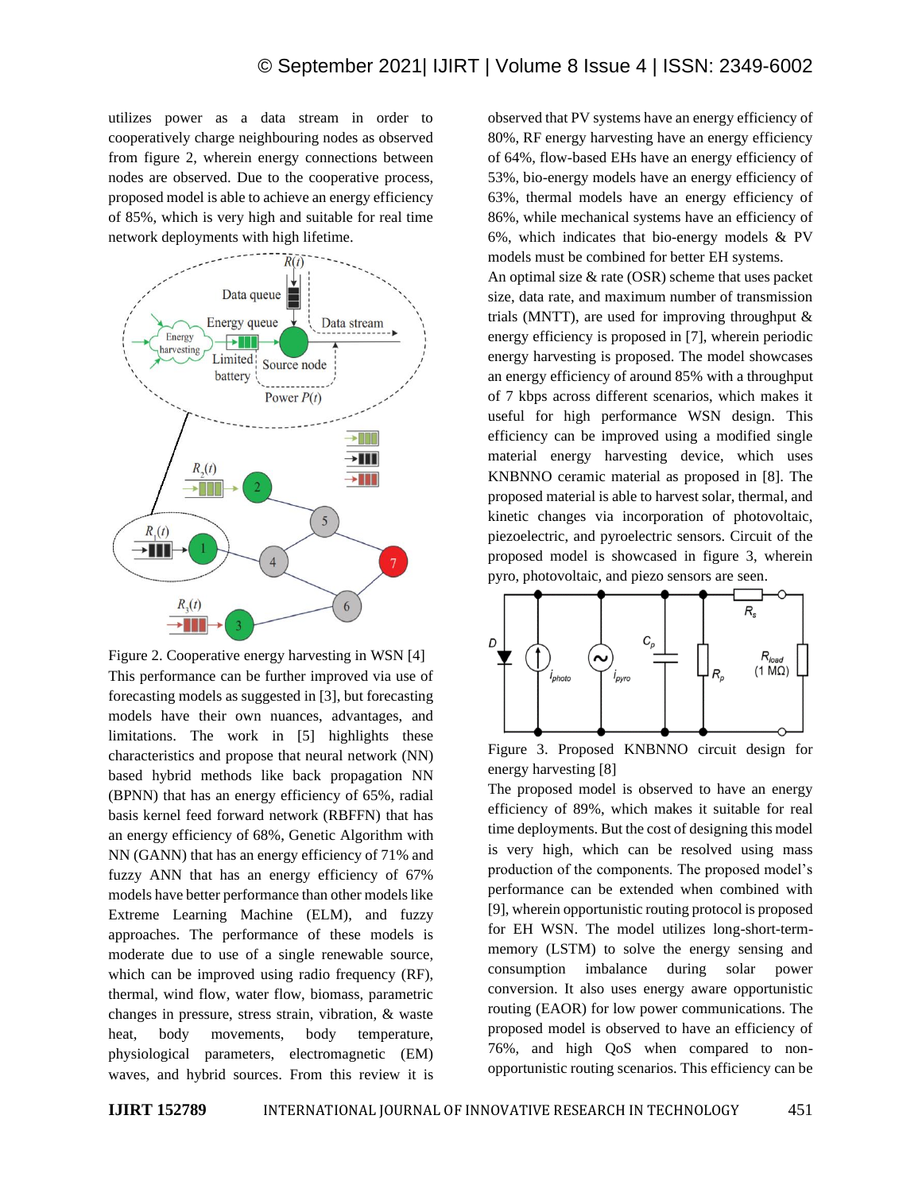utilizes power as a data stream in order to cooperatively charge neighbouring nodes as observed from figure 2, wherein energy connections between nodes are observed. Due to the cooperative process, proposed model is able to achieve an energy efficiency of 85%, which is very high and suitable for real time network deployments with high lifetime.

Figure 2. Cooperative energy harvesting in WSN [4]

This performance can be further improved via use of forecasting models as suggested in [3], but forecasting models have their own nuances, advantages, and limitations. The work in [5] highlights these characteristics and propose that neural network (NN) based hybrid methods like back propagation NN (BPNN) that has an energy efficiency of 65%, radial basis kernel feed forward network (RBFFN) that has an energy efficiency of 68%, Genetic Algorithm with NN (GANN) that has an energy efficiency of 71% and fuzzy ANN that has an energy efficiency of 67% models have better performance than other models like Extreme Learning Machine (ELM), and fuzzy approaches. The performance of these models is moderate due to use of a single renewable source, which can be improved using radio frequency (RF), thermal, wind flow, water flow, biomass, parametric changes in pressure, stress strain, vibration, & waste heat, body movements, body temperature, physiological parameters, electromagnetic (EM) waves, and hybrid sources. From this review it is observed that PV systems have an energy efficiency of 80%, RF energy harvesting have an energy efficiency of 64%, flow-based EHs have an energy efficiency of 53%, bio-energy models have an energy efficiency of 63%, thermal models have an energy efficiency of 86%, while mechanical systems have an efficiency of 6%, which indicates that bio-energy models & PV models must be combined for better EH systems.

An optimal size & rate (OSR) scheme that uses packet size, data rate, and maximum number of transmission trials (MNTT), are used for improving throughput & energy efficiency is proposed in [7], wherein periodic energy harvesting is proposed. The model showcases an energy efficiency of around 85% with a throughput of 7 kbps across different scenarios, which makes it useful for high performance WSN design. This efficiency can be improved using a modified single material energy harvesting device, which uses KNBNNO ceramic material as proposed in [8]. The proposed material is able to harvest solar, thermal, and kinetic changes via incorporation of photovoltaic, piezoelectric, and pyroelectric sensors. Circuit of the proposed model is showcased in figure 3, wherein pyro, photovoltaic, and piezo sensors are seen.

Figure 3. Proposed KNBNNO circuit design for energy harvesting [8]

The proposed model is observed to have an energy efficiency of 89%, which makes it suitable for real time deployments. But the cost of designing this model is very high, which can be resolved using mass production of the components. The proposed model's performance can be extended when combined with [9], wherein opportunistic routing protocol is proposed for EH WSN. The model utilizes long-short-term-memory (LSTM) to solve the energy sensing and consumption imbalance during solar power conversion. It also uses energy aware opportunistic routing (EAOR) for low power communications. The proposed model is observed to have an efficiency of 76%, and high QoS when compared to non-opportunistic routing scenarios. This efficiency can be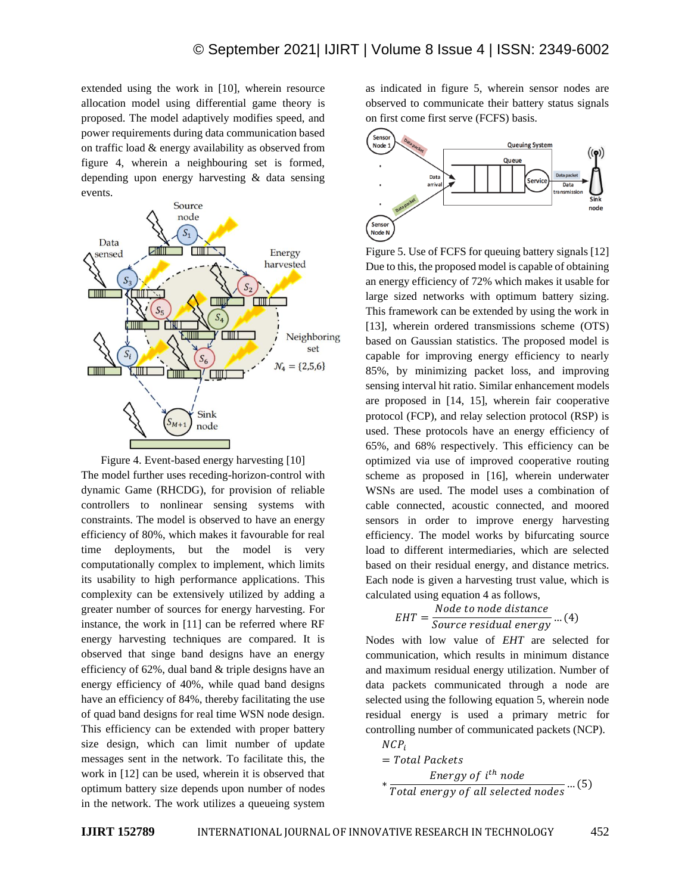extended using the work in [10], wherein resource allocation model using differential game theory is proposed. The model adaptively modifies speed, and power requirements during data communication based on traffic load & energy availability as observed from figure 4, wherein a neighbouring set is formed, depending upon energy harvesting & data sensing events.

Figure 4. Event-based energy harvesting [10]

The model further uses receding-horizon-control with dynamic Game (RHCDG), for provision of reliable controllers to nonlinear sensing systems with constraints. The model is observed to have an energy efficiency of 80%, which makes it favourable for real time deployments, but the model is very computationally complex to implement, which limits its usability to high performance applications. This complexity can be extensively utilized by adding a greater number of sources for energy harvesting. For instance, the work in [11] can be referred where RF energy harvesting techniques are compared. It is observed that singe band designs have an energy efficiency of 62%, dual band & triple designs have an energy efficiency of 40%, while quad band designs have an efficiency of 84%, thereby facilitating the use of quad band designs for real time WSN node design. This efficiency can be extended with proper battery size design, which can limit number of update messages sent in the network. To facilitate this, the work in [12] can be used, wherein it is observed that optimum battery size depends upon number of nodes in the network. The work utilizes a queueing system as indicated in figure 5, wherein sensor nodes are observed to communicate their battery status signals on first come first serve (FCFS) basis.

Figure 5. Use of FCFS for queuing battery signals [12]

Due to this, the proposed model is capable of obtaining an energy efficiency of 72% which makes it usable for large sized networks with optimum battery sizing. This framework can be extended by using the work in [13], wherein ordered transmissions scheme (OTS) based on Gaussian statistics. The proposed model is capable for improving energy efficiency to nearly 85%, by minimizing packet loss, and improving sensing interval hit ratio. Similar enhancement models are proposed in [14, 15], wherein fair cooperative protocol (FCP), and relay selection protocol (RSP) is used. These protocols have an energy efficiency of 65%, and 68% respectively. This efficiency can be optimized via use of improved cooperative routing scheme as proposed in [16], wherein underwater WSNs are used. The model uses a combination of cable connected, acoustic connected, and moored sensors in order to improve energy harvesting efficiency. The model works by bifurcating source load to different intermediaries, which are selected based on their residual energy, and distance metrics. Each node is given a harvesting trust value, which is calculated using equation 4 as follows,

$$EHT = \frac{Node\ to\ node\ distance}{Source\ residual\ energy} \quad \ldots (4)$$

Nodes with low value of $EHT$ are selected for communication, which results in minimum distance and maximum residual energy utilization. Number of data packets communicated through a node are selected using the following equation 5, wherein node residual energy is used a primary metric for controlling number of communicated packets (NCP).

$$NCP_i = Total\ Packets * \frac{Energy\ of\ i^{th}\ node}{Total\ energy\ of\ all\ selected\ nodes} \quad \ldots (5)$$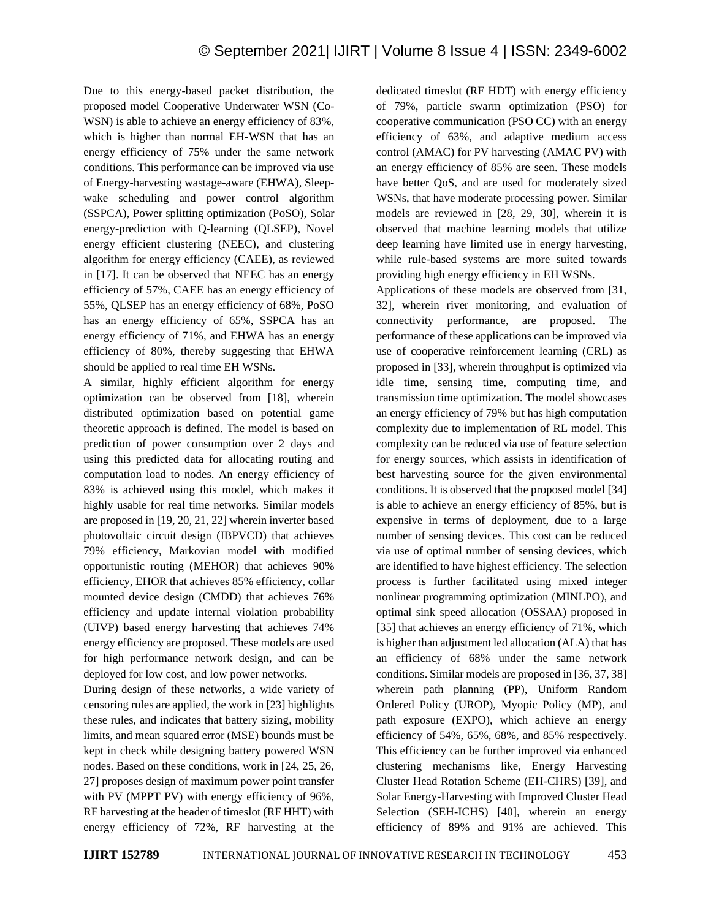Due to this energy-based packet distribution, the proposed model Cooperative Underwater WSN (Co-WSN) is able to achieve an energy efficiency of 83%, which is higher than normal EH-WSN that has an energy efficiency of 75% under the same network conditions. This performance can be improved via use of Energy-harvesting wastage-aware (EHWA), Sleep-wake scheduling and power control algorithm (SSPCA), Power splitting optimization (PoSO), Solar energy-prediction with Q-learning (QLSEP), Novel energy efficient clustering (NEEC), and clustering algorithm for energy efficiency (CAEE), as reviewed in [17]. It can be observed that NEEC has an energy efficiency of 57%, CAEE has an energy efficiency of 55%, QLSEP has an energy efficiency of 68%, PoSO has an energy efficiency of 65%, SSPCA has an energy efficiency of 71%, and EHWA has an energy efficiency of 80%, thereby suggesting that EHWA should be applied to real time EH WSNs.

A similar, highly efficient algorithm for energy optimization can be observed from [18], wherein distributed optimization based on potential game theoretic approach is defined. The model is based on prediction of power consumption over 2 days and using this predicted data for allocating routing and computation load to nodes. An energy efficiency of 83% is achieved using this model, which makes it highly usable for real time networks. Similar models are proposed in [19, 20, 21, 22] wherein inverter based photovoltaic circuit design (IBPVCD) that achieves 79% efficiency, Markovian model with modified opportunistic routing (MEHOR) that achieves 90% efficiency, EHOR that achieves 85% efficiency, collar mounted device design (CMDD) that achieves 76% efficiency and update internal violation probability (UIVP) based energy harvesting that achieves 74% energy efficiency are proposed. These models are used for high performance network design, and can be deployed for low cost, and low power networks.

During design of these networks, a wide variety of censoring rules are applied, the work in [23] highlights these rules, and indicates that battery sizing, mobility limits, and mean squared error (MSE) bounds must be kept in check while designing battery powered WSN nodes. Based on these conditions, work in [24, 25, 26, 27] proposes design of maximum power point transfer with PV (MPPT PV) with energy efficiency of 96%, RF harvesting at the header of timeslot (RF HHT) with energy efficiency of 72%, RF harvesting at the dedicated timeslot (RF HDT) with energy efficiency of 79%, particle swarm optimization (PSO) for cooperative communication (PSO CC) with an energy efficiency of 63%, and adaptive medium access control (AMAC) for PV harvesting (AMAC PV) with an energy efficiency of 85% are seen. These models have better QoS, and are used for moderately sized WSNs, that have moderate processing power. Similar models are reviewed in [28, 29, 30], wherein it is observed that machine learning models that utilize deep learning have limited use in energy harvesting, while rule-based systems are more suited towards providing high energy efficiency in EH WSNs.

Applications of these models are observed from [31, 32], wherein river monitoring, and evaluation of connectivity performance, are proposed. The performance of these applications can be improved via use of cooperative reinforcement learning (CRL) as proposed in [33], wherein throughput is optimized via idle time, sensing time, computing time, and transmission time optimization. The model showcases an energy efficiency of 79% but has high computation complexity due to implementation of RL model. This complexity can be reduced via use of feature selection for energy sources, which assists in identification of best harvesting source for the given environmental conditions. It is observed that the proposed model [34] is able to achieve an energy efficiency of 85%, but is expensive in terms of deployment, due to a large number of sensing devices. This cost can be reduced via use of optimal number of sensing devices, which are identified to have highest efficiency. The selection process is further facilitated using mixed integer nonlinear programming optimization (MINLPO), and optimal sink speed allocation (OSSAA) proposed in [35] that achieves an energy efficiency of 71%, which is higher than adjustment led allocation (ALA) that has an efficiency of 68% under the same network conditions. Similar models are proposed in [36, 37, 38] wherein path planning (PP), Uniform Random Ordered Policy (UROP), Myopic Policy (MP), and path exposure (EXPO), which achieve an energy efficiency of 54%, 65%, 68%, and 85% respectively. This efficiency can be further improved via enhanced clustering mechanisms like, Energy Harvesting Cluster Head Rotation Scheme (EH-CHRS) [39], and Solar Energy-Harvesting with Improved Cluster Head Selection (SEH-ICHS) [40], wherein an energy efficiency of 89% and 91% are achieved. This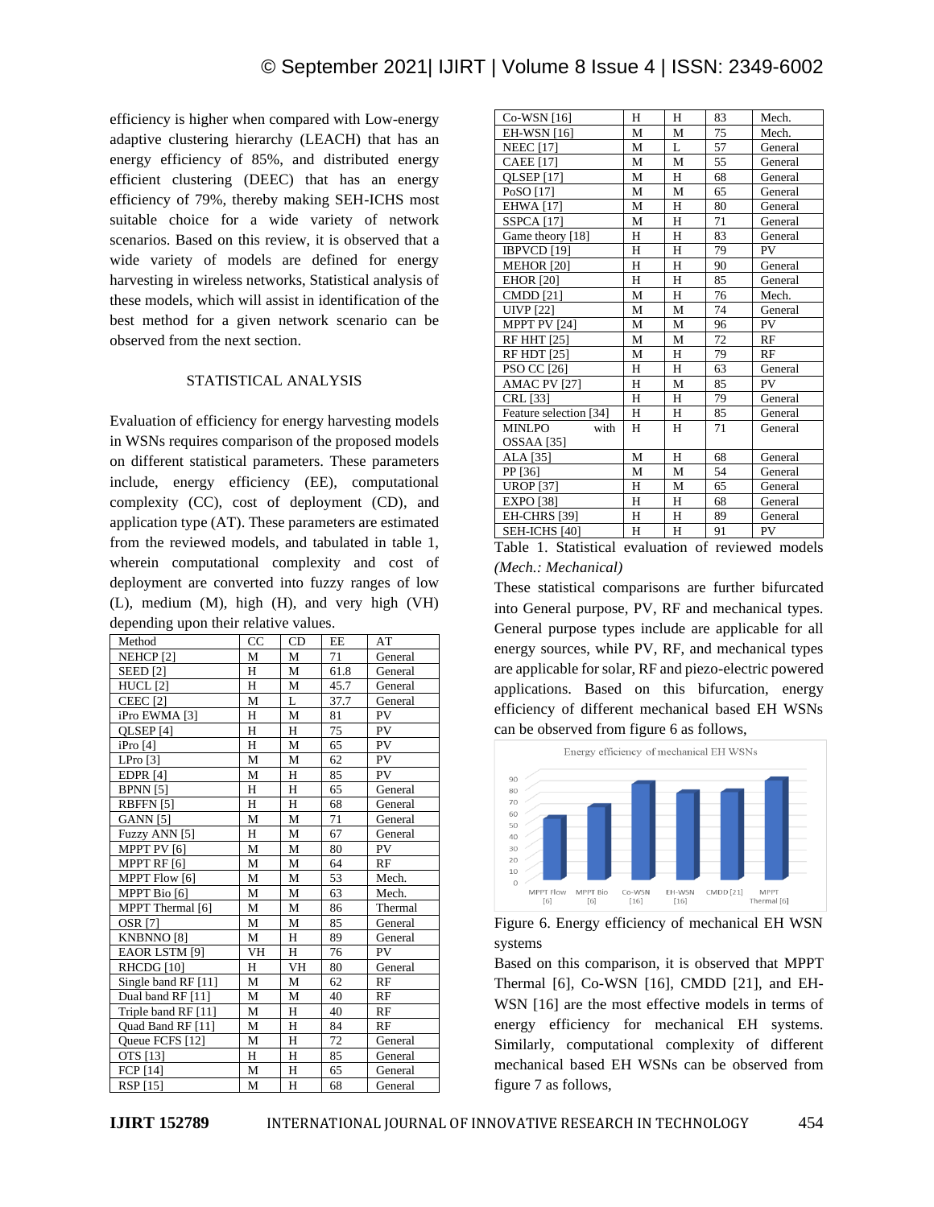efficiency is higher when compared with Low-energy adaptive clustering hierarchy (LEACH) that has an energy efficiency of 85%, and distributed energy efficient clustering (DEEC) that has an energy efficiency of 79%, thereby making SEH-ICHS most suitable choice for a wide variety of network scenarios. Based on this review, it is observed that a wide variety of models are defined for energy harvesting in wireless networks, Statistical analysis of these models, which will assist in identification of the best method for a given network scenario can be observed from the next section.

## STATISTICAL ANALYSIS

Evaluation of efficiency for energy harvesting models in WSNs requires comparison of the proposed models on different statistical parameters. These parameters include, energy efficiency (EE), computational complexity (CC), cost of deployment (CD), and application type (AT). These parameters are estimated from the reviewed models, and tabulated in table 1, wherein computational complexity and cost of deployment are converted into fuzzy ranges of low (L), medium (M), high (H), and very high (VH) depending upon their relative values.

| Method | CC | CD | EE | AT |
|---|---|---|---|---|
| NEHCP [2] | M | M | 71 | General |
| SEED [2] | H | M | 61.8 | General |
| HUCL [2] | H | M | 45.7 | General |
| CEEC [2] | M | L | 37.7 | General |
| iPro EWMA [3] | H | M | 81 | PV |
| QLSEP [4] | H | H | 75 | PV |
| iPro [4] | H | M | 65 | PV |
| LPro [3] | M | M | 62 | PV |
| EDPR [4] | M | H | 85 | PV |
| BPNN [5] | H | H | 65 | General |
| RBFFN [5] | H | H | 68 | General |
| GANN [5] | M | M | 71 | General |
| Fuzzy ANN [5] | H | M | 67 | General |
| MPPT PV [6] | M | M | 80 | PV |
| MPPT RF [6] | M | M | 64 | RF |
| MPPT Flow [6] | M | M | 53 | Mech. |
| MPPT Bio [6] | M | M | 63 | Mech. |
| MPPT Thermal [6] | M | M | 86 | Thermal |
| OSR [7] | M | M | 85 | General |
| KNBNNO [8] | M | H | 89 | General |
| EAOR LSTM [9] | VH | H | 76 | PV |
| RHCDG [10] | H | VH | 80 | General |
| Single band RF [11] | M | M | 62 | RF |
| Dual band RF [11] | M | M | 40 | RF |
| Triple band RF [11] | M | H | 40 | RF |
| Quad Band RF [11] | M | H | 84 | RF |
| Queue FCFS [12] | M | H | 72 | General |
| OTS [13] | H | H | 85 | General |
| FCP [14] | M | H | 65 | General |
| RSP [15] | M | H | 68 | General |
| Co-WSN [16] | H | H | 83 | Mech. |
| EH-WSN [16] | M | M | 75 | Mech. |
| NEEC [17] | M | L | 57 | General |
| CAEE [17] | M | M | 55 | General |
| QLSEP [17] | M | H | 68 | General |
| PoSO [17] | M | M | 65 | General |
| EHWA [17] | M | H | 80 | General |
| SSPCA [17] | M | H | 71 | General |
| Game theory [18] | H | H | 83 | General |
| IBPVCD [19] | H | H | 79 | PV |
| MEHOR [20] | H | H | 90 | General |
| EHOR [20] | H | H | 85 | General |
| CMDD [21] | M | H | 76 | Mech. |
| UIVP [22] | M | M | 74 | General |
| MPPT PV [24] | M | M | 96 | PV |
| RF HHT [25] | M | M | 72 | RF |
| RF HDT [25] | M | H | 79 | RF |
| PSO CC [26] | H | H | 63 | General |
| AMAC PV [27] | H | M | 85 | PV |
| CRL [33] | H | H | 79 | General |
| Feature selection [34] | H | H | 85 | General |
| MINLPO with OSSAA [35] | H | H | 71 | General |
| ALA [35] | M | H | 68 | General |
| PP [36] | M | M | 54 | General |
| UROP [37] | H | M | 65 | General |
| EXPO [38] | H | H | 68 | General |
| EH-CHRS [39] | H | H | 89 | General |
| SEH-ICHS [40] | H | H | 91 | PV |

Table 1. Statistical evaluation of reviewed models *(Mech.: Mechanical)*

These statistical comparisons are further bifurcated into General purpose, PV, RF and mechanical types. General purpose types include are applicable for all energy sources, while PV, RF, and mechanical types are applicable for solar, RF and piezo-electric powered applications. Based on this bifurcation, energy efficiency of different mechanical based EH WSNs can be observed from figure 6 as follows,

Figure 6. Energy efficiency of mechanical EH WSN systems

Based on this comparison, it is observed that MPPT Thermal [6], Co-WSN [16], CMDD [21], and EH-WSN [16] are the most effective models in terms of energy efficiency for mechanical EH systems. Similarly, computational complexity of different mechanical based EH WSNs can be observed from figure 7 as follows,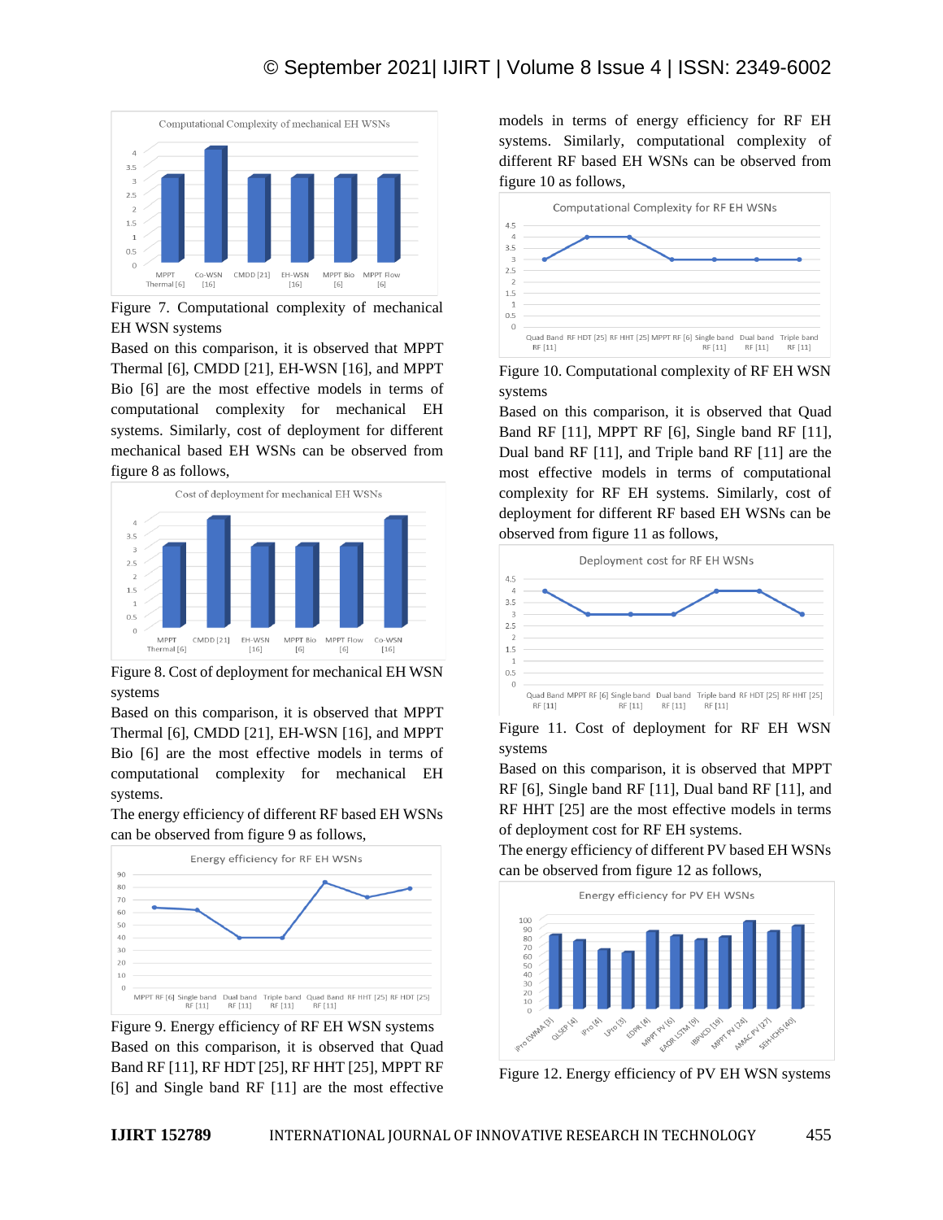Figure 7. Computational complexity of mechanical EH WSN systems

Based on this comparison, it is observed that MPPT Thermal [6], CMDD [21], EH-WSN [16], and MPPT Bio [6] are the most effective models in terms of computational complexity for mechanical EH systems. Similarly, cost of deployment for different mechanical based EH WSNs can be observed from figure 8 as follows,

Figure 8. Cost of deployment for mechanical EH WSN systems

Based on this comparison, it is observed that MPPT Thermal [6], CMDD [21], EH-WSN [16], and MPPT Bio [6] are the most effective models in terms of computational complexity for mechanical EH systems.

The energy efficiency of different RF based EH WSNs can be observed from figure 9 as follows,

Figure 9. Energy efficiency of RF EH WSN systems

Based on this comparison, it is observed that Quad Band RF [11], RF HDT [25], RF HHT [25], MPPT RF [6] and Single band RF [11] are the most effective models in terms of energy efficiency for RF EH systems. Similarly, computational complexity of different RF based EH WSNs can be observed from figure 10 as follows,

Figure 10. Computational complexity of RF EH WSN systems

Based on this comparison, it is observed that Quad Band RF [11], MPPT RF [6], Single band RF [11], Dual band RF [11], and Triple band RF [11] are the most effective models in terms of computational complexity for RF EH systems. Similarly, cost of deployment for different RF based EH WSNs can be observed from figure 11 as follows,

Figure 11. Cost of deployment for RF EH WSN systems

Based on this comparison, it is observed that MPPT RF [6], Single band RF [11], Dual band RF [11], and RF HHT [25] are the most effective models in terms of deployment cost for RF EH systems.

The energy efficiency of different PV based EH WSNs can be observed from figure 12 as follows,

Figure 12. Energy efficiency of PV EH WSN systems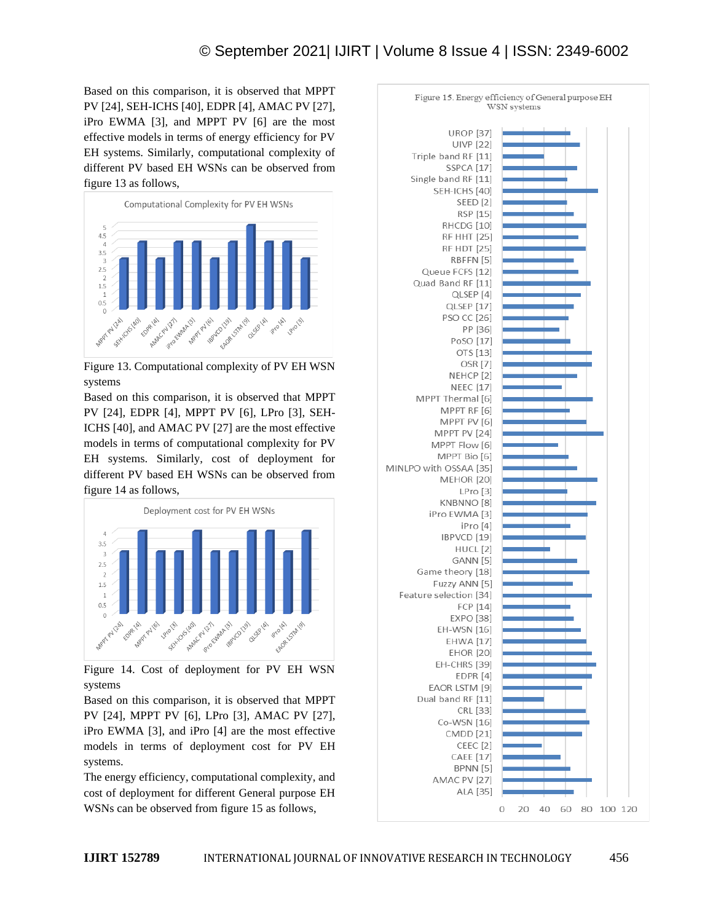Based on this comparison, it is observed that MPPT PV [24], SEH-ICHS [40], EDPR [4], AMAC PV [27], iPro EWMA [3], and MPPT PV [6] are the most effective models in terms of energy efficiency for PV EH systems. Similarly, computational complexity of different PV based EH WSNs can be observed from figure 13 as follows,

Figure 13. Computational complexity of PV EH WSN systems

Based on this comparison, it is observed that MPPT PV [24], EDPR [4], MPPT PV [6], LPro [3], SEH-ICHS [40], and AMAC PV [27] are the most effective models in terms of computational complexity for PV EH systems. Similarly, cost of deployment for different PV based EH WSNs can be observed from figure 14 as follows,

Figure 14. Cost of deployment for PV EH WSN systems

Based on this comparison, it is observed that MPPT PV [24], MPPT PV [6], LPro [3], AMAC PV [27], iPro EWMA [3], and iPro [4] are the most effective models in terms of deployment cost for PV EH systems.

The energy efficiency, computational complexity, and cost of deployment for different General purpose EH WSNs can be observed from figure 15 as follows,

Figure 15. Energy efficiency of General purpose EH WSN systems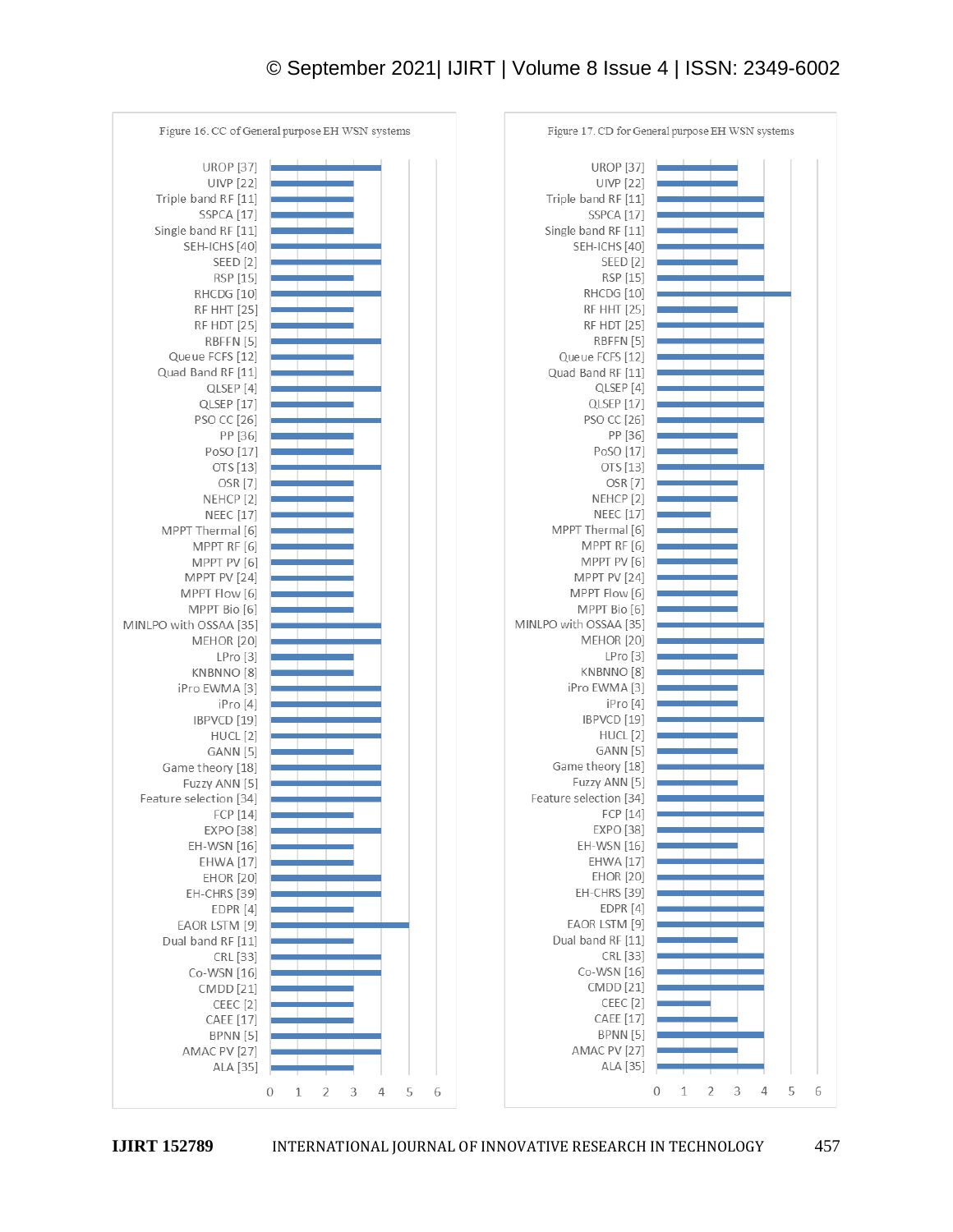Figure 16. CC of General purpose EH WSN systems

| System | CC |
| --- | --- |
| UROP [37] | 4 |
| UIVP [22] | 3 |
| Triple band RF [11] | 3 |
| SSPCA [17] | 3 |
| Single band RF [11] | 3 |
| SEH-ICHS [40] | 4 |
| SEED [2] | 4 |
| RSP [15] | 3 |
| RHCDG [10] | 4 |
| RF HHT [25] | 3 |
| RF HDT [25] | 3 |
| RBFFN [5] | 4 |
| Queue FCFS [12] | 3 |
| Quad Band RF [11] | 3 |
| QLSEP [4] | 4 |
| QLSEP [17] | 3 |
| PSO CC [26] | 4 |
| PP [36] | 3 |
| PoSO [17] | 3 |
| OTS [13] | 4 |
| OSR [7] | 3 |
| NEHCP [2] | 3 |
| NEEC [17] | 3 |
| MPPT Thermal [6] | 3 |
| MPPT RF [6] | 3 |
| MPPT PV [6] | 3 |
| MPPT PV [24] | 3 |
| MPPT Flow [6] | 3 |
| MPPT Bio [6] | 3 |
| MINLPO with OSSAA [35] | 4 |
| MEHOR [20] | 4 |
| LPro [3] | 3 |
| KNBNNO [8] | 3 |
| iPro EWMA [3] | 4 |
| iPro [4] | 4 |
| IBPVCD [19] | 4 |
| HUCL [2] | 4 |
| GANN [5] | 3 |
| Game theory [18] | 4 |
| Fuzzy ANN [5] | 4 |
| Feature selection [34] | 4 |
| FCP [14] | 3 |
| EXPO [38] | 4 |
| EH-WSN [16] | 3 |
| EHWA [17] | 3 |
| EHOR [20] | 4 |
| EH-CHRS [39] | 4 |
| EDPR [4] | 3 |
| EAOR LSTM [9] | 5 |
| Dual band RF [11] | 3 |
| CRL [33] | 4 |
| Co-WSN [16] | 4 |
| CMDD [21] | 3 |
| CEEC [2] | 3 |
| CAEE [17] | 3 |
| BPNN [5] | 4 |
| AMAC PV [27] | 4 |
| ALA [35] | 3 |

Figure 17. CD for General purpose EH WSN systems

| System | CD |
| --- | --- |
| UROP [37] | 3 |
| UIVP [22] | 3 |
| Triple band RF [11] | 4 |
| SSPCA [17] | 4 |
| Single band RF [11] | 3 |
| SEH-ICHS [40] | 4 |
| SEED [2] | 3 |
| RSP [15] | 4 |
| RHCDG [10] | 5 |
| RF HHT [25] | 3 |
| RF HDT [25] | 4 |
| RBFFN [5] | 4 |
| Queue FCFS [12] | 4 |
| Quad Band RF [11] | 4 |
| QLSEP [4] | 4 |
| QLSEP [17] | 4 |
| PSO CC [26] | 4 |
| PP [36] | 3 |
| PoSO [17] | 3 |
| OTS [13] | 4 |
| OSR [7] | 3 |
| NEHCP [2] | 3 |
| NEEC [17] | 2 |
| MPPT Thermal [6] | 3 |
| MPPT RF [6] | 3 |
| MPPT PV [6] | 3 |
| MPPT PV [24] | 3 |
| MPPT Flow [6] | 3 |
| MPPT Bio [6] | 3 |
| MINLPO with OSSAA [35] | 4 |
| MEHOR [20] | 4 |
| LPro [3] | 3 |
| KNBNNO [8] | 4 |
| iPro EWMA [3] | 3 |
| iPro [4] | 3 |
| IBPVCD [19] | 4 |
| HUCL [2] | 3 |
| GANN [5] | 3 |
| Game theory [18] | 4 |
| Fuzzy ANN [5] | 3 |
| Feature selection [34] | 4 |
| FCP [14] | 4 |
| EXPO [38] | 4 |
| EH-WSN [16] | 3 |
| EHWA [17] | 4 |
| EHOR [20] | 4 |
| EH-CHRS [39] | 4 |
| EDPR [4] | 4 |
| EAOR LSTM [9] | 4 |
| Dual band RF [11] | 3 |
| CRL [33] | 4 |
| Co-WSN [16] | 4 |
| CMDD [21] | 4 |
| CEEC [2] | 2 |
| CAEE [17] | 3 |
| BPNN [5] | 4 |
| AMAC PV [27] | 3 |
| ALA [35] | 4 |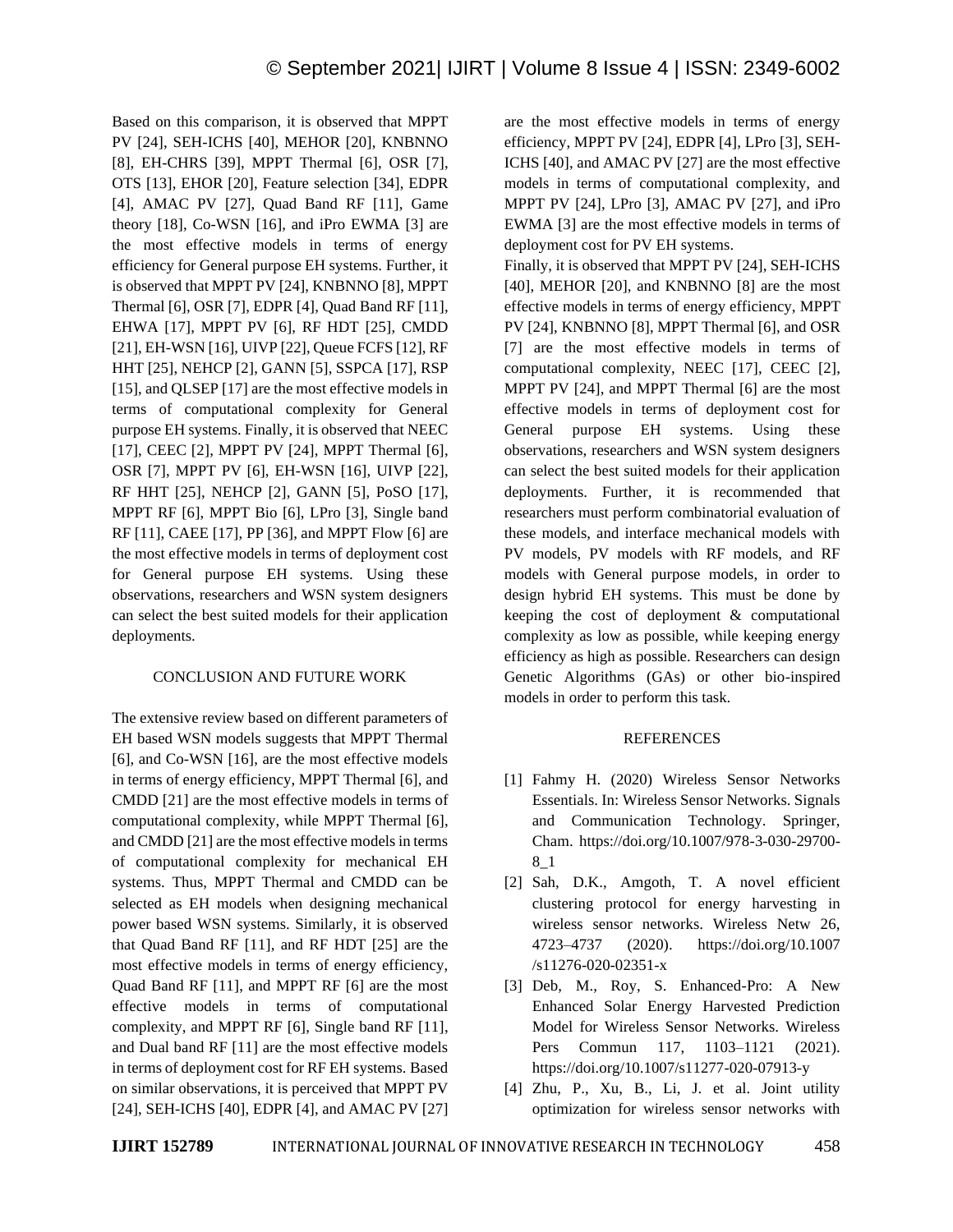Based on this comparison, it is observed that MPPT PV [24], SEH-ICHS [40], MEHOR [20], KNBNNO [8], EH-CHRS [39], MPPT Thermal [6], OSR [7], OTS [13], EHOR [20], Feature selection [34], EDPR [4], AMAC PV [27], Quad Band RF [11], Game theory [18], Co-WSN [16], and iPro EWMA [3] are the most effective models in terms of energy efficiency for General purpose EH systems. Further, it is observed that MPPT PV [24], KNBNNO [8], MPPT Thermal [6], OSR [7], EDPR [4], Quad Band RF [11], EHWA [17], MPPT PV [6], RF HDT [25], CMDD [21], EH-WSN [16], UIVP [22], Queue FCFS [12], RF HHT [25], NEHCP [2], GANN [5], SSPCA [17], RSP [15], and QLSEP [17] are the most effective models in terms of computational complexity for General purpose EH systems. Finally, it is observed that NEEC [17], CEEC [2], MPPT PV [24], MPPT Thermal [6], OSR [7], MPPT PV [6], EH-WSN [16], UIVP [22], RF HHT [25], NEHCP [2], GANN [5], PoSO [17], MPPT RF [6], MPPT Bio [6], LPro [3], Single band RF [11], CAEE [17], PP [36], and MPPT Flow [6] are the most effective models in terms of deployment cost for General purpose EH systems. Using these observations, researchers and WSN system designers can select the best suited models for their application deployments.

## CONCLUSION AND FUTURE WORK

The extensive review based on different parameters of EH based WSN models suggests that MPPT Thermal [6], and Co-WSN [16], are the most effective models in terms of energy efficiency, MPPT Thermal [6], and CMDD [21] are the most effective models in terms of computational complexity, while MPPT Thermal [6], and CMDD [21] are the most effective models in terms of computational complexity for mechanical EH systems. Thus, MPPT Thermal and CMDD can be selected as EH models when designing mechanical power based WSN systems. Similarly, it is observed that Quad Band RF [11], and RF HDT [25] are the most effective models in terms of energy efficiency, Quad Band RF [11], and MPPT RF [6] are the most effective models in terms of computational complexity, and MPPT RF [6], Single band RF [11], and Dual band RF [11] are the most effective models in terms of deployment cost for RF EH systems. Based on similar observations, it is perceived that MPPT PV [24], SEH-ICHS [40], EDPR [4], and AMAC PV [27] are the most effective models in terms of energy efficiency, MPPT PV [24], EDPR [4], LPro [3], SEH-ICHS [40], and AMAC PV [27] are the most effective models in terms of computational complexity, and MPPT PV [24], LPro [3], AMAC PV [27], and iPro EWMA [3] are the most effective models in terms of deployment cost for PV EH systems.

Finally, it is observed that MPPT PV [24], SEH-ICHS [40], MEHOR [20], and KNBNNO [8] are the most effective models in terms of energy efficiency, MPPT PV [24], KNBNNO [8], MPPT Thermal [6], and OSR [7] are the most effective models in terms of computational complexity, NEEC [17], CEEC [2], MPPT PV [24], and MPPT Thermal [6] are the most effective models in terms of deployment cost for General purpose EH systems. Using these observations, researchers and WSN system designers can select the best suited models for their application deployments. Further, it is recommended that researchers must perform combinatorial evaluation of these models, and interface mechanical models with PV models, PV models with RF models, and RF models with General purpose models, in order to design hybrid EH systems. This must be done by keeping the cost of deployment & computational complexity as low as possible, while keeping energy efficiency as high as possible. Researchers can design Genetic Algorithms (GAs) or other bio-inspired models in order to perform this task.

## REFERENCES

[1] Fahmy H. (2020) Wireless Sensor Networks Essentials. In: Wireless Sensor Networks. Signals and Communication Technology. Springer, Cham. https://doi.org/10.1007/978-3-030-29700-8_1

[2] Sah, D.K., Amgoth, T. A novel efficient clustering protocol for energy harvesting in wireless sensor networks. Wireless Netw 26, 4723–4737 (2020). https://doi.org/10.1007/s11276-020-02351-x

[3] Deb, M., Roy, S. Enhanced-Pro: A New Enhanced Solar Energy Harvested Prediction Model for Wireless Sensor Networks. Wireless Pers Commun 117, 1103–1121 (2021). https://doi.org/10.1007/s11277-020-07913-y

[4] Zhu, P., Xu, B., Li, J. et al. Joint utility optimization for wireless sensor networks with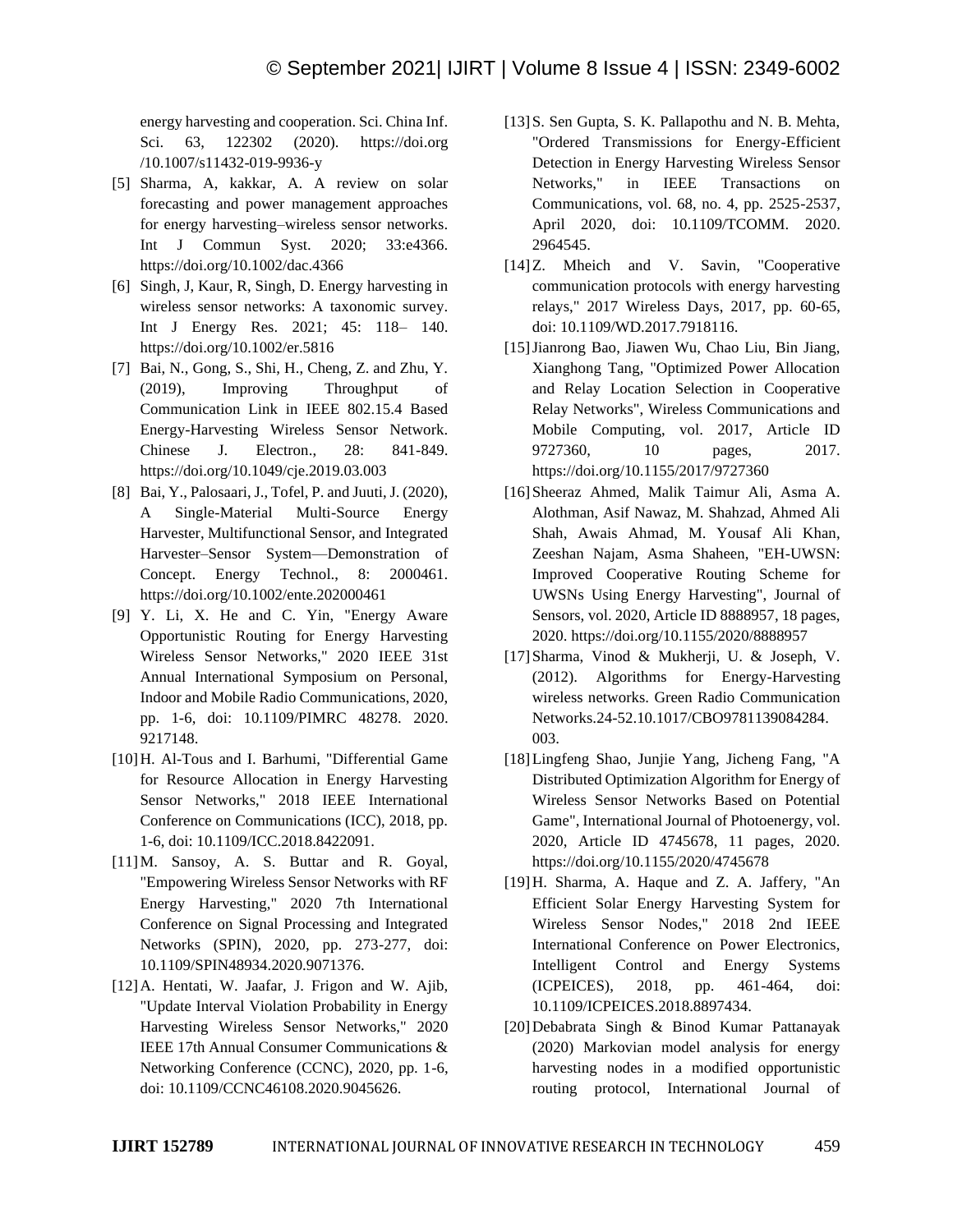energy harvesting and cooperation. Sci. China Inf. Sci. 63, 122302 (2020). https://doi.org/10.1007/s11432-019-9936-y

[5] Sharma, A, kakkar, A. A review on solar forecasting and power management approaches for energy harvesting–wireless sensor networks. Int J Commun Syst. 2020; 33:e4366. https://doi.org/10.1002/dac.4366

[6] Singh, J, Kaur, R, Singh, D. Energy harvesting in wireless sensor networks: A taxonomic survey. Int J Energy Res. 2021; 45: 118– 140. https://doi.org/10.1002/er.5816

[7] Bai, N., Gong, S., Shi, H., Cheng, Z. and Zhu, Y. (2019), Improving Throughput of Communication Link in IEEE 802.15.4 Based Energy-Harvesting Wireless Sensor Network. Chinese J. Electron., 28: 841-849. https://doi.org/10.1049/cje.2019.03.003

[8] Bai, Y., Palosaari, J., Tofel, P. and Juuti, J. (2020), A Single-Material Multi-Source Energy Harvester, Multifunctional Sensor, and Integrated Harvester–Sensor System—Demonstration of Concept. Energy Technol., 8: 2000461. https://doi.org/10.1002/ente.202000461

[9] Y. Li, X. He and C. Yin, "Energy Aware Opportunistic Routing for Energy Harvesting Wireless Sensor Networks," 2020 IEEE 31st Annual International Symposium on Personal, Indoor and Mobile Radio Communications, 2020, pp. 1-6, doi: 10.1109/PIMRC 48278. 2020. 9217148.

[10] H. Al-Tous and I. Barhumi, "Differential Game for Resource Allocation in Energy Harvesting Sensor Networks," 2018 IEEE International Conference on Communications (ICC), 2018, pp. 1-6, doi: 10.1109/ICC.2018.8422091.

[11] M. Sansoy, A. S. Buttar and R. Goyal, "Empowering Wireless Sensor Networks with RF Energy Harvesting," 2020 7th International Conference on Signal Processing and Integrated Networks (SPIN), 2020, pp. 273-277, doi: 10.1109/SPIN48934.2020.9071376.

[12] A. Hentati, W. Jaafar, J. Frigon and W. Ajib, "Update Interval Violation Probability in Energy Harvesting Wireless Sensor Networks," 2020 IEEE 17th Annual Consumer Communications & Networking Conference (CCNC), 2020, pp. 1-6, doi: 10.1109/CCNC46108.2020.9045626.

[13] S. Sen Gupta, S. K. Pallapothu and N. B. Mehta, "Ordered Transmissions for Energy-Efficient Detection in Energy Harvesting Wireless Sensor Networks," in IEEE Transactions on Communications, vol. 68, no. 4, pp. 2525-2537, April 2020, doi: 10.1109/TCOMM. 2020. 2964545.

[14] Z. Mheich and V. Savin, "Cooperative communication protocols with energy harvesting relays," 2017 Wireless Days, 2017, pp. 60-65, doi: 10.1109/WD.2017.7918116.

[15] Jianrong Bao, Jiawen Wu, Chao Liu, Bin Jiang, Xianghong Tang, "Optimized Power Allocation and Relay Location Selection in Cooperative Relay Networks", Wireless Communications and Mobile Computing, vol. 2017, Article ID 9727360, 10 pages, 2017. https://doi.org/10.1155/2017/9727360

[16] Sheeraz Ahmed, Malik Taimur Ali, Asma A. Alothman, Asif Nawaz, M. Shahzad, Ahmed Ali Shah, Awais Ahmad, M. Yousaf Ali Khan, Zeeshan Najam, Asma Shaheen, "EH-UWSN: Improved Cooperative Routing Scheme for UWSNs Using Energy Harvesting", Journal of Sensors, vol. 2020, Article ID 8888957, 18 pages, 2020. https://doi.org/10.1155/2020/8888957

[17] Sharma, Vinod & Mukherji, U. & Joseph, V. (2012). Algorithms for Energy-Harvesting wireless networks. Green Radio Communication Networks.24-52.10.1017/CBO9781139084284.003.

[18] Lingfeng Shao, Junjie Yang, Jicheng Fang, "A Distributed Optimization Algorithm for Energy of Wireless Sensor Networks Based on Potential Game", International Journal of Photoenergy, vol. 2020, Article ID 4745678, 11 pages, 2020. https://doi.org/10.1155/2020/4745678

[19] H. Sharma, A. Haque and Z. A. Jaffery, "An Efficient Solar Energy Harvesting System for Wireless Sensor Nodes," 2018 2nd IEEE International Conference on Power Electronics, Intelligent Control and Energy Systems (ICPEICES), 2018, pp. 461-464, doi: 10.1109/ICPEICES.2018.8897434.

[20] Debabrata Singh & Binod Kumar Pattanayak (2020) Markovian model analysis for energy harvesting nodes in a modified opportunistic routing protocol, International Journal of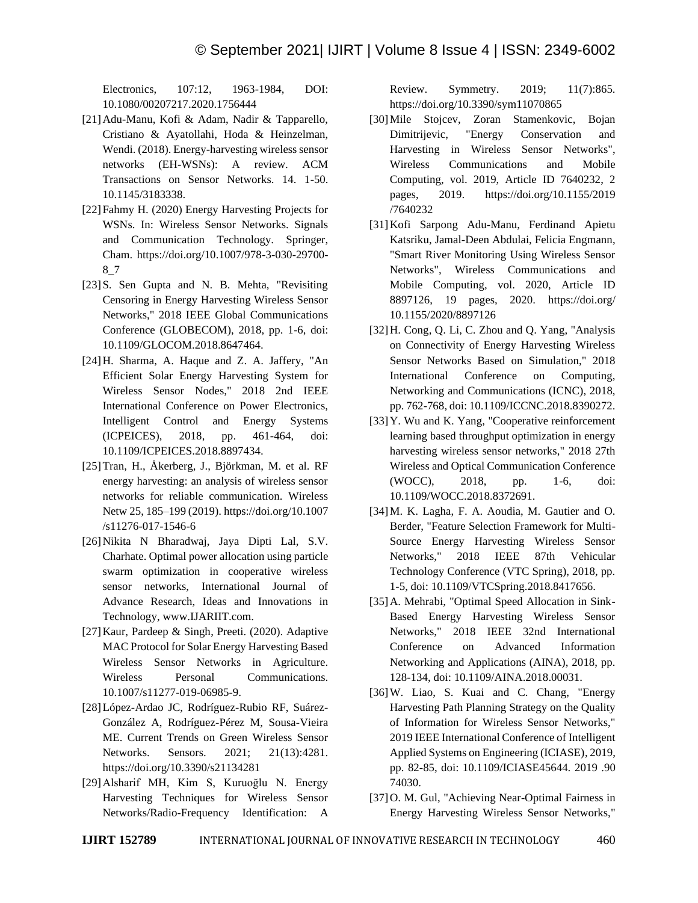Electronics, 107:12, 1963-1984, DOI: 10.1080/00207217.2020.1756444

[21] Adu-Manu, Kofi & Adam, Nadir & Tapparello, Cristiano & Ayatollahi, Hoda & Heinzelman, Wendi. (2018). Energy-harvesting wireless sensor networks (EH-WSNs): A review. ACM Transactions on Sensor Networks. 14. 1-50. 10.1145/3183338.

[22] Fahmy H. (2020) Energy Harvesting Projects for WSNs. In: Wireless Sensor Networks. Signals and Communication Technology. Springer, Cham. https://doi.org/10.1007/978-3-030-29700-8_7

[23] S. Sen Gupta and N. B. Mehta, "Revisiting Censoring in Energy Harvesting Wireless Sensor Networks," 2018 IEEE Global Communications Conference (GLOBECOM), 2018, pp. 1-6, doi: 10.1109/GLOCOM.2018.8647464.

[24] H. Sharma, A. Haque and Z. A. Jaffery, "An Efficient Solar Energy Harvesting System for Wireless Sensor Nodes," 2018 2nd IEEE International Conference on Power Electronics, Intelligent Control and Energy Systems (ICPEICES), 2018, pp. 461-464, doi: 10.1109/ICPEICES.2018.8897434.

[25] Tran, H., Åkerberg, J., Björkman, M. et al. RF energy harvesting: an analysis of wireless sensor networks for reliable communication. Wireless Netw 25, 185–199 (2019). https://doi.org/10.1007/s11276-017-1546-6

[26] Nikita N Bharadwaj, Jaya Dipti Lal, S.V. Charhate. Optimal power allocation using particle swarm optimization in cooperative wireless sensor networks, International Journal of Advance Research, Ideas and Innovations in Technology, www.IJARIIT.com.

[27] Kaur, Pardeep & Singh, Preeti. (2020). Adaptive MAC Protocol for Solar Energy Harvesting Based Wireless Sensor Networks in Agriculture. Wireless Personal Communications. 10.1007/s11277-019-06985-9.

[28] López-Ardao JC, Rodríguez-Rubio RF, Suárez-González A, Rodríguez-Pérez M, Sousa-Vieira ME. Current Trends on Green Wireless Sensor Networks. Sensors. 2021; 21(13):4281. https://doi.org/10.3390/s21134281

[29] Alsharif MH, Kim S, Kuruoğlu N. Energy Harvesting Techniques for Wireless Sensor Networks/Radio-Frequency Identification: A Review. Symmetry. 2019; 11(7):865. https://doi.org/10.3390/sym11070865

[30] Mile Stojcev, Zoran Stamenkovic, Bojan Dimitrijevic, "Energy Conservation and Harvesting in Wireless Sensor Networks", Wireless Communications and Mobile Computing, vol. 2019, Article ID 7640232, 2 pages, 2019. https://doi.org/10.1155/2019/7640232

[31] Kofi Sarpong Adu-Manu, Ferdinand Apietu Katsriku, Jamal-Deen Abdulai, Felicia Engmann, "Smart River Monitoring Using Wireless Sensor Networks", Wireless Communications and Mobile Computing, vol. 2020, Article ID 8897126, 19 pages, 2020. https://doi.org/10.1155/2020/8897126

[32] H. Cong, Q. Li, C. Zhou and Q. Yang, "Analysis on Connectivity of Energy Harvesting Wireless Sensor Networks Based on Simulation," 2018 International Conference on Computing, Networking and Communications (ICNC), 2018, pp. 762-768, doi: 10.1109/ICCNC.2018.8390272.

[33] Y. Wu and K. Yang, "Cooperative reinforcement learning based throughput optimization in energy harvesting wireless sensor networks," 2018 27th Wireless and Optical Communication Conference (WOCC), 2018, pp. 1-6, doi: 10.1109/WOCC.2018.8372691.

[34] M. K. Lagha, F. A. Aoudia, M. Gautier and O. Berder, "Feature Selection Framework for Multi-Source Energy Harvesting Wireless Sensor Networks," 2018 IEEE 87th Vehicular Technology Conference (VTC Spring), 2018, pp. 1-5, doi: 10.1109/VTCSpring.2018.8417656.

[35] A. Mehrabi, "Optimal Speed Allocation in Sink-Based Energy Harvesting Wireless Sensor Networks," 2018 IEEE 32nd International Conference on Advanced Information Networking and Applications (AINA), 2018, pp. 128-134, doi: 10.1109/AINA.2018.00031.

[36] W. Liao, S. Kuai and C. Chang, "Energy Harvesting Path Planning Strategy on the Quality of Information for Wireless Sensor Networks," 2019 IEEE International Conference of Intelligent Applied Systems on Engineering (ICIASE), 2019, pp. 82-85, doi: 10.1109/ICIASE45644. 2019 .90 74030.

[37] O. M. Gul, "Achieving Near-Optimal Fairness in Energy Harvesting Wireless Sensor Networks,"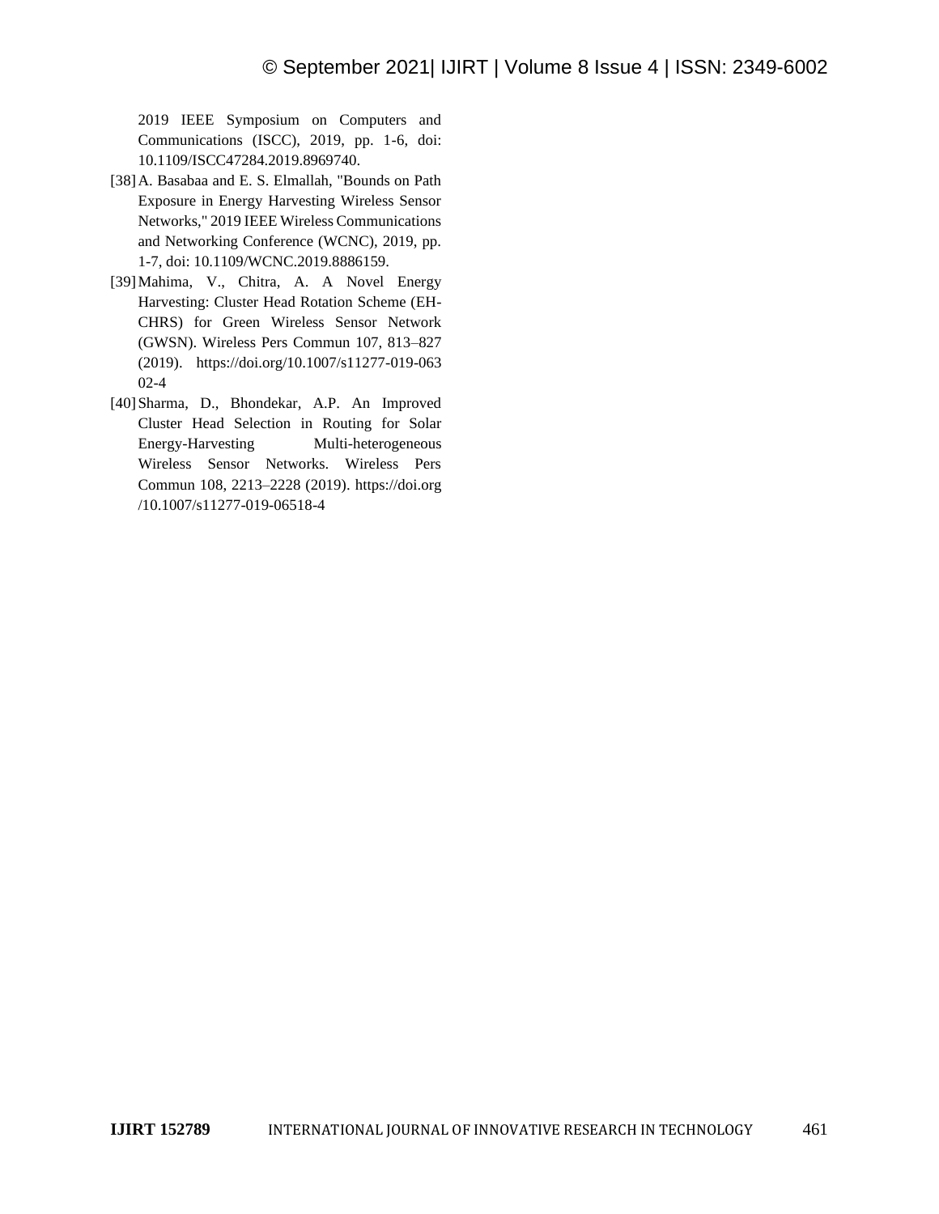2019 IEEE Symposium on Computers and Communications (ISCC), 2019, pp. 1-6, doi: 10.1109/ISCC47284.2019.8969740.

[38] A. Basabaa and E. S. Elmallah, "Bounds on Path Exposure in Energy Harvesting Wireless Sensor Networks," 2019 IEEE Wireless Communications and Networking Conference (WCNC), 2019, pp. 1-7, doi: 10.1109/WCNC.2019.8886159.

[39] Mahima, V., Chitra, A. A Novel Energy Harvesting: Cluster Head Rotation Scheme (EH-CHRS) for Green Wireless Sensor Network (GWSN). Wireless Pers Commun 107, 813–827 (2019). https://doi.org/10.1007/s11277-019-06302-4

[40] Sharma, D., Bhondekar, A.P. An Improved Cluster Head Selection in Routing for Solar Energy-Harvesting Multi-heterogeneous Wireless Sensor Networks. Wireless Pers Commun 108, 2213–2228 (2019). https://doi.org/10.1007/s11277-019-06518-4